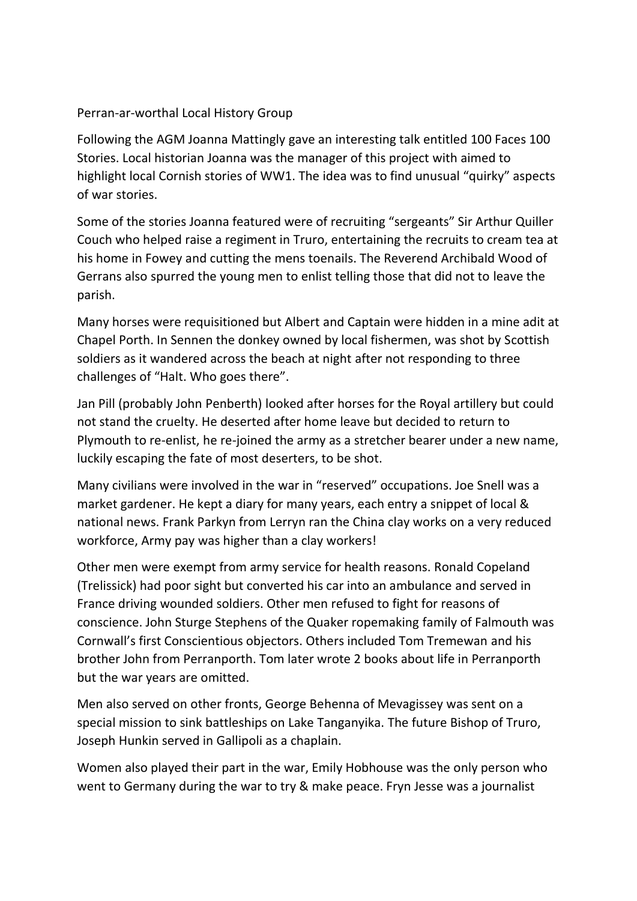Perran-ar-worthal Local History Group

Following the AGM Joanna Mattingly gave an interesting talk entitled 100 Faces 100 Stories. Local historian Joanna was the manager of this project with aimed to highlight local Cornish stories of WW1. The idea was to find unusual "quirky" aspects of war stories.

Some of the stories Joanna featured were of recruiting "sergeants" Sir Arthur Quiller Couch who helped raise a regiment in Truro, entertaining the recruits to cream tea at his home in Fowey and cutting the mens toenails. The Reverend Archibald Wood of Gerrans also spurred the young men to enlist telling those that did not to leave the parish.

Many horses were requisitioned but Albert and Captain were hidden in a mine adit at Chapel Porth. In Sennen the donkey owned by local fishermen, was shot by Scottish soldiers as it wandered across the beach at night after not responding to three challenges of "Halt. Who goes there".

Jan Pill (probably John Penberth) looked after horses for the Royal artillery but could not stand the cruelty. He deserted after home leave but decided to return to Plymouth to re-enlist, he re-joined the army as a stretcher bearer under a new name, luckily escaping the fate of most deserters, to be shot.

Many civilians were involved in the war in "reserved" occupations. Joe Snell was a market gardener. He kept a diary for many years, each entry a snippet of local & national news. Frank Parkyn from Lerryn ran the China clay works on a very reduced workforce, Army pay was higher than a clay workers!

Other men were exempt from army service for health reasons. Ronald Copeland (Trelissick) had poor sight but converted his car into an ambulance and served in France driving wounded soldiers. Other men refused to fight for reasons of conscience. John Sturge Stephens of the Quaker ropemaking family of Falmouth was Cornwall's first Conscientious objectors. Others included Tom Tremewan and his brother John from Perranporth. Tom later wrote 2 books about life in Perranporth but the war years are omitted.

Men also served on other fronts, George Behenna of Mevagissey was sent on a special mission to sink battleships on Lake Tanganyika. The future Bishop of Truro, Joseph Hunkin served in Gallipoli as a chaplain.

Women also played their part in the war, Emily Hobhouse was the only person who went to Germany during the war to try & make peace. Fryn Jesse was a journalist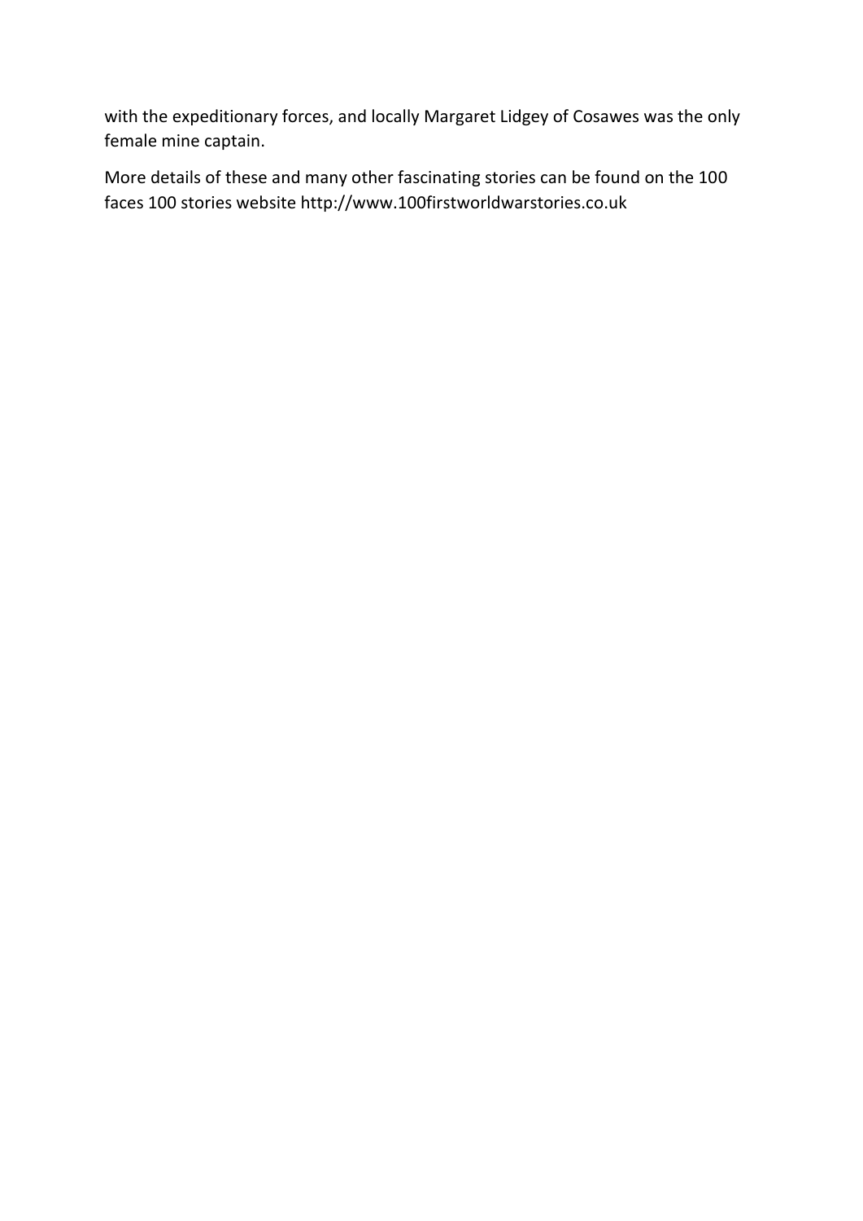with the expeditionary forces, and locally Margaret Lidgey of Cosawes was the only female mine captain.

More details of these and many other fascinating stories can be found on the 100 faces 100 stories website http://www.100firstworldwarstories.co.uk